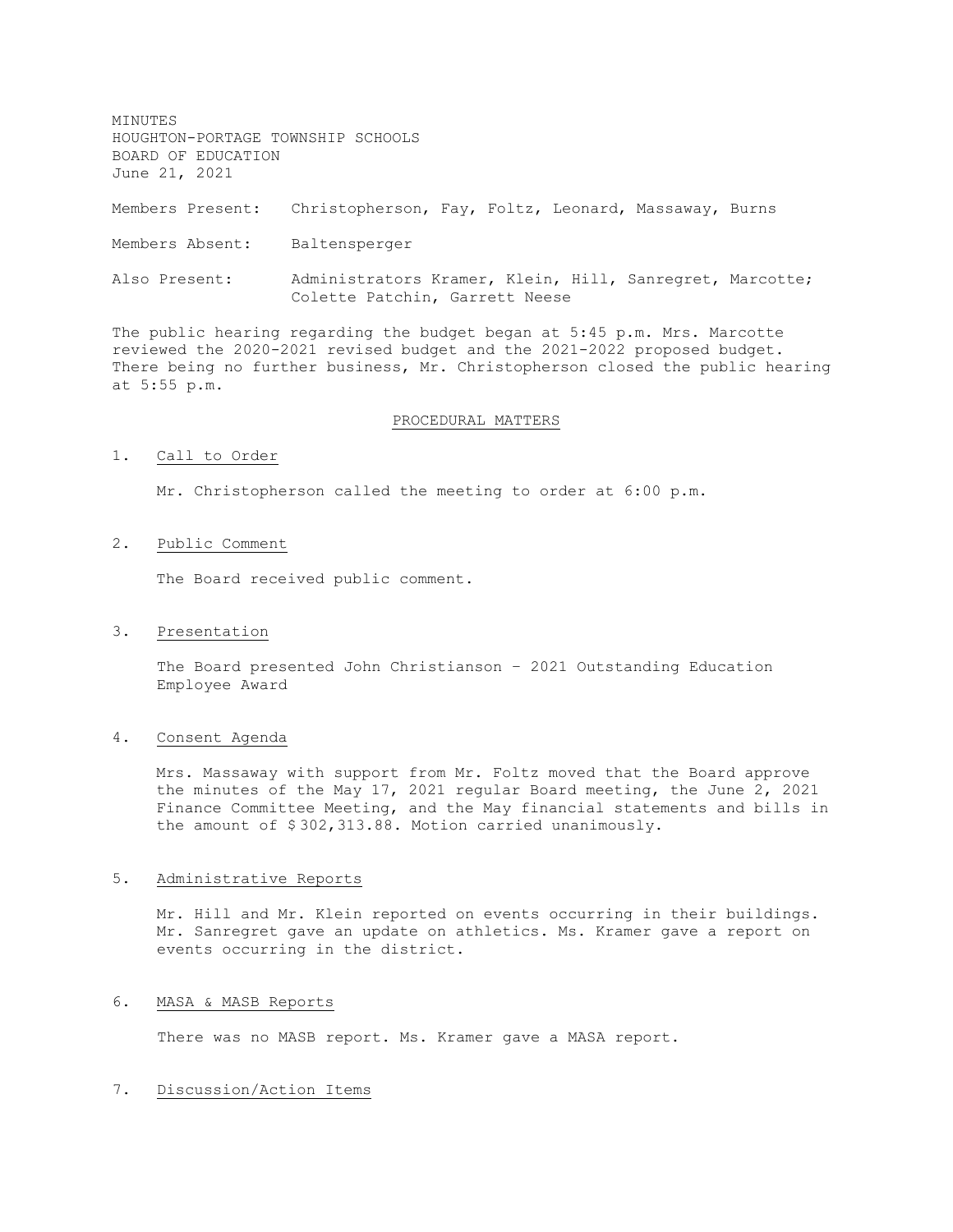MINUTES
HOUGHTON-PORTAGE TOWNSHIP SCHOOLS
BOARD OF EDUCATION
June 21, 2021

Members Present: Christopherson, Fay, Foltz, Leonard, Massaway, Burns

Members Absent: Baltensperger

Also Present: Administrators Kramer, Klein, Hill, Sanregret, Marcotte; Colette Patchin, Garrett Neese

The public hearing regarding the budget began at 5:45 p.m. Mrs. Marcotte reviewed the 2020-2021 revised budget and the 2021-2022 proposed budget. There being no further business, Mr. Christopherson closed the public hearing at 5:55 p.m.

## PROCEDURAL MATTERS

1. Call to Order

   Mr. Christopherson called the meeting to order at 6:00 p.m.

2. Public Comment

   The Board received public comment.

3. Presentation

   The Board presented John Christianson – 2021 Outstanding Education Employee Award

4. Consent Agenda

   Mrs. Massaway with support from Mr. Foltz moved that the Board approve the minutes of the May 17, 2021 regular Board meeting, the June 2, 2021 Finance Committee Meeting, and the May financial statements and bills in the amount of $ 302,313.88. Motion carried unanimously.

5. Administrative Reports

   Mr. Hill and Mr. Klein reported on events occurring in their buildings. Mr. Sanregret gave an update on athletics. Ms. Kramer gave a report on events occurring in the district.

6. MASA & MASB Reports

   There was no MASB report. Ms. Kramer gave a MASA report.

7. Discussion/Action Items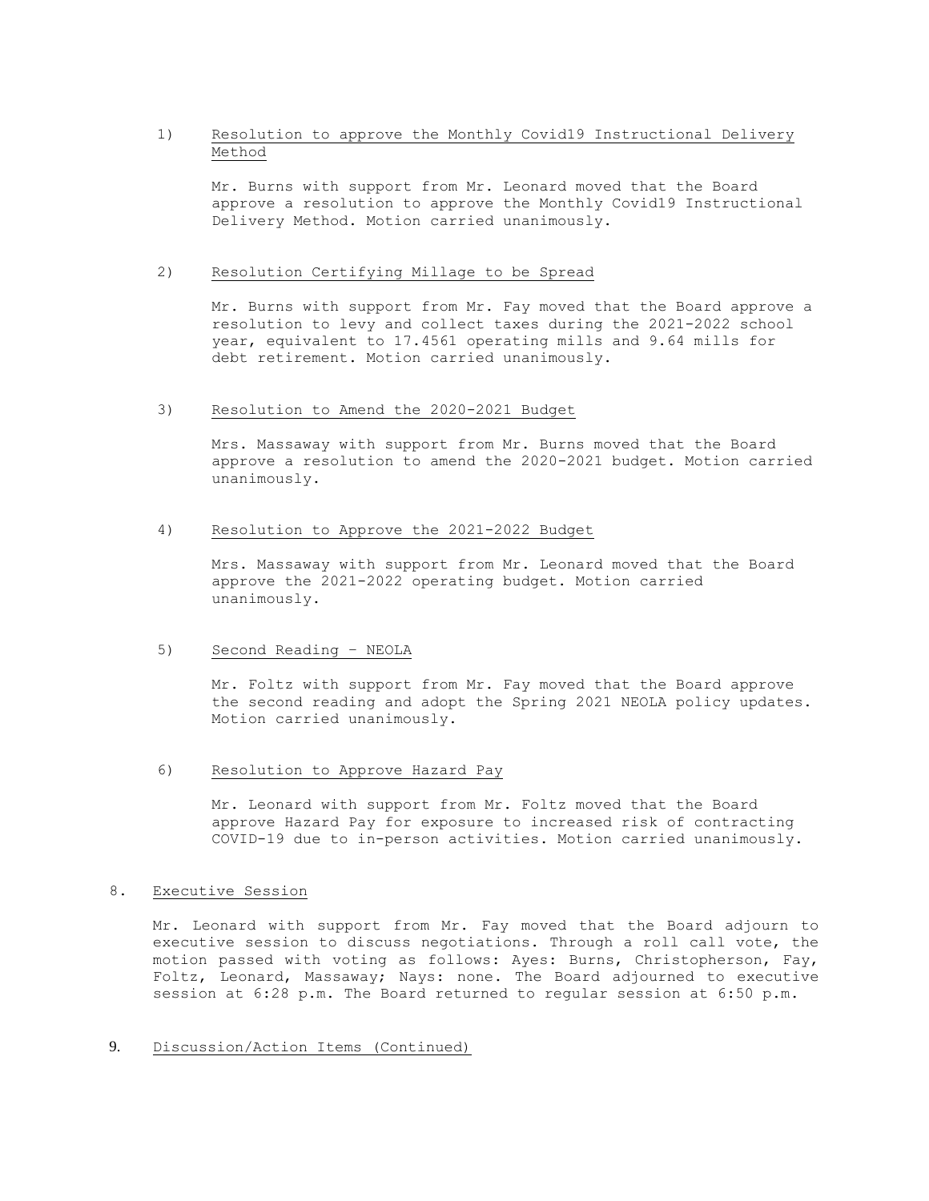1) Resolution to approve the Monthly Covid19 Instructional Delivery Method

Mr. Burns with support from Mr. Leonard moved that the Board approve a resolution to approve the Monthly Covid19 Instructional Delivery Method. Motion carried unanimously.

2) Resolution Certifying Millage to be Spread

Mr. Burns with support from Mr. Fay moved that the Board approve a resolution to levy and collect taxes during the 2021-2022 school year, equivalent to 17.4561 operating mills and 9.64 mills for debt retirement. Motion carried unanimously.

3) Resolution to Amend the 2020-2021 Budget

Mrs. Massaway with support from Mr. Burns moved that the Board approve a resolution to amend the 2020-2021 budget. Motion carried unanimously.

4) Resolution to Approve the 2021-2022 Budget

Mrs. Massaway with support from Mr. Leonard moved that the Board approve the 2021-2022 operating budget. Motion carried unanimously.

5) Second Reading – NEOLA

Mr. Foltz with support from Mr. Fay moved that the Board approve the second reading and adopt the Spring 2021 NEOLA policy updates. Motion carried unanimously.

6) Resolution to Approve Hazard Pay

Mr. Leonard with support from Mr. Foltz moved that the Board approve Hazard Pay for exposure to increased risk of contracting COVID-19 due to in-person activities. Motion carried unanimously.

8. Executive Session

Mr. Leonard with support from Mr. Fay moved that the Board adjourn to executive session to discuss negotiations. Through a roll call vote, the motion passed with voting as follows: Ayes: Burns, Christopherson, Fay, Foltz, Leonard, Massaway; Nays: none. The Board adjourned to executive session at 6:28 p.m. The Board returned to regular session at 6:50 p.m.

9. Discussion/Action Items (Continued)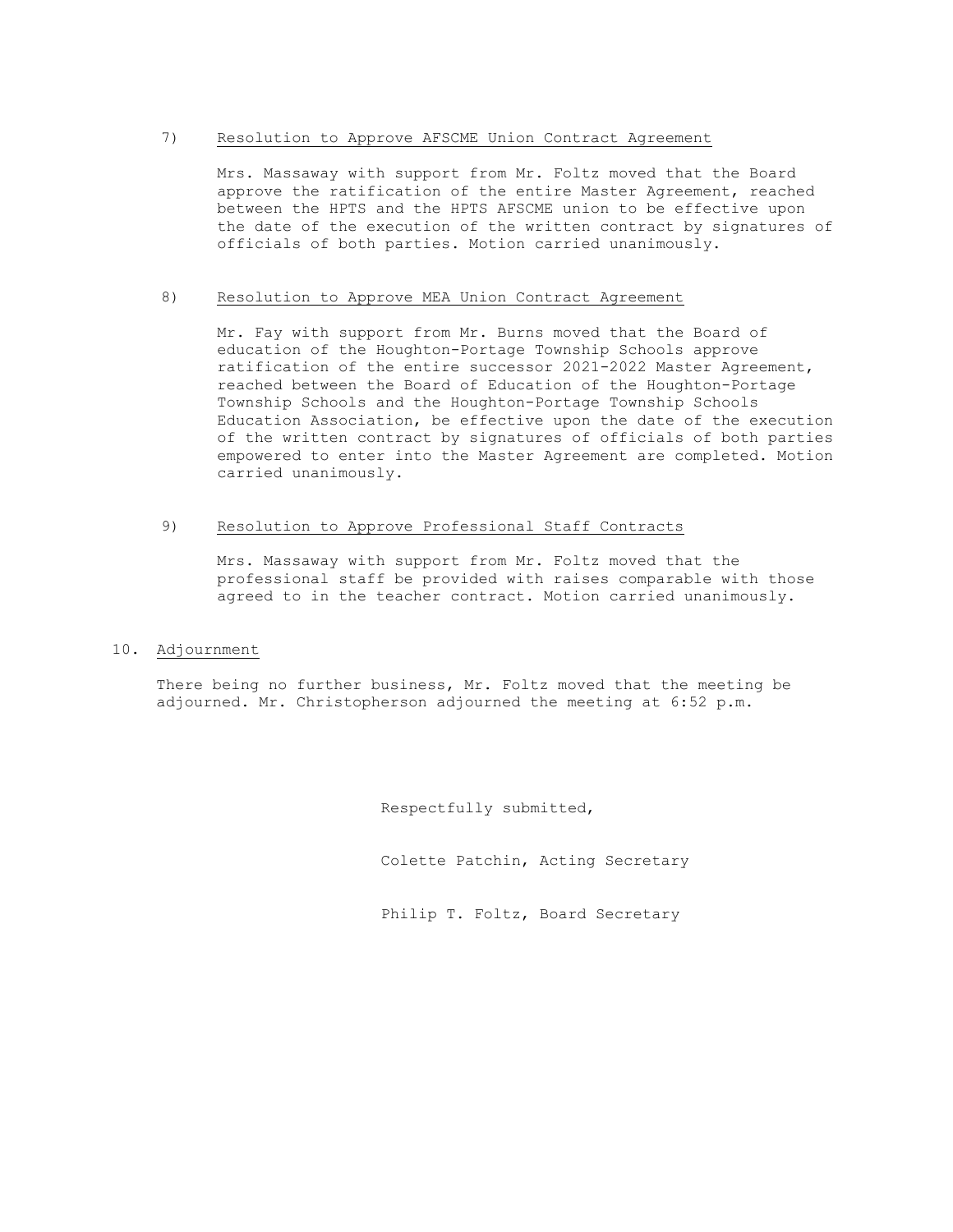7) Resolution to Approve AFSCME Union Contract Agreement

Mrs. Massaway with support from Mr. Foltz moved that the Board approve the ratification of the entire Master Agreement, reached between the HPTS and the HPTS AFSCME union to be effective upon the date of the execution of the written contract by signatures of officials of both parties. Motion carried unanimously.

8) Resolution to Approve MEA Union Contract Agreement

Mr. Fay with support from Mr. Burns moved that the Board of education of the Houghton-Portage Township Schools approve ratification of the entire successor 2021-2022 Master Agreement, reached between the Board of Education of the Houghton-Portage Township Schools and the Houghton-Portage Township Schools Education Association, be effective upon the date of the execution of the written contract by signatures of officials of both parties empowered to enter into the Master Agreement are completed. Motion carried unanimously.

9) Resolution to Approve Professional Staff Contracts

Mrs. Massaway with support from Mr. Foltz moved that the professional staff be provided with raises comparable with those agreed to in the teacher contract. Motion carried unanimously.

10. Adjournment

There being no further business, Mr. Foltz moved that the meeting be adjourned. Mr. Christopherson adjourned the meeting at 6:52 p.m.

Respectfully submitted,

Colette Patchin, Acting Secretary

Philip T. Foltz, Board Secretary